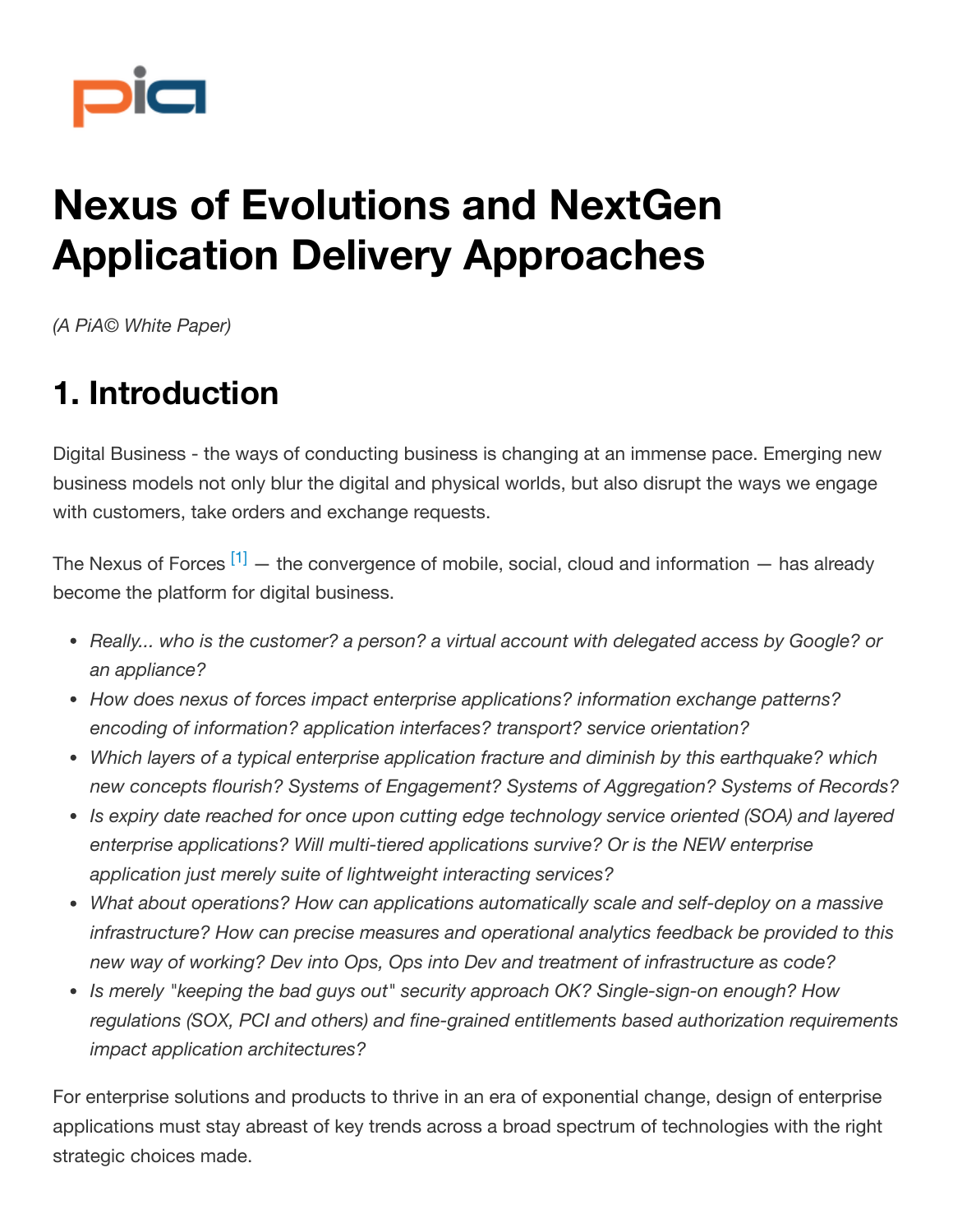# Nexus of Evolutions and NextGen Application Delivery Approaches

*(A PiA© White Paper)*

## 1. Introduction

Digital Business - the ways of conducting business is changing at an immense pace. Emerging new business models not only blur the digital and physical worlds, but also disrupt the ways we engage with customers, take orders and exchange requests.

The Nexus of Forces [1] — the convergence of mobile, social, cloud and information — has already become the platform for digital business.

- *Really... who is the customer? a person? a virtual account with delegated access by Google? or an appliance?*
- *How does nexus of forces impact enterprise applications? information exchange patterns? encoding of information? application interfaces? transport? service orientation?*
- *Which layers of a typical enterprise application fracture and diminish by this earthquake? which new concepts flourish? Systems of Engagement? Systems of Aggregation? Systems of Records?*
- *Is expiry date reached for once upon cutting edge technology service oriented (SOA) and layered enterprise applications? Will multi-tiered applications survive? Or is the NEW enterprise application just merely suite of lightweight interacting services?*
- *What about operations? How can applications automatically scale and self-deploy on a massive infrastructure? How can precise measures and operational analytics feedback be provided to this new way of working? Dev into Ops, Ops into Dev and treatment of infrastructure as code?*
- *Is merely "keeping the bad guys out" security approach OK? Single-sign-on enough? How regulations (SOX, PCI and others) and fine-grained entitlements based authorization requirements impact application architectures?*

For enterprise solutions and products to thrive in an era of exponential change, design of enterprise applications must stay abreast of key trends across a broad spectrum of technologies with the right strategic choices made.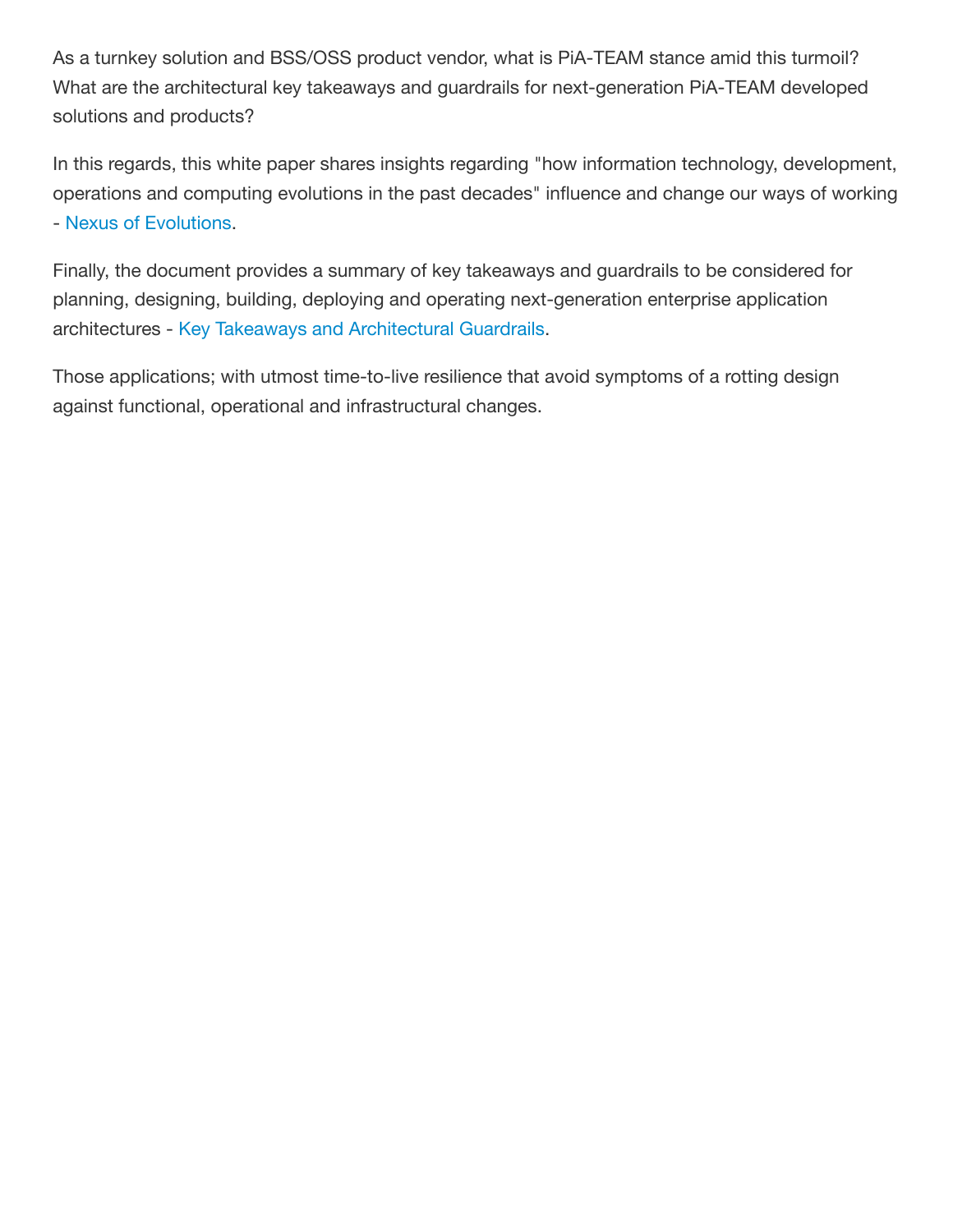As a turnkey solution and BSS/OSS product vendor, what is PiA-TEAM stance amid this turmoil? What are the architectural key takeaways and guardrails for next-generation PiA-TEAM developed solutions and products?

In this regards, this white paper shares insights regarding "how information technology, development, operations and computing evolutions in the past decades" influence and change our ways of working - Nexus of Evolutions.

Finally, the document provides a summary of key takeaways and guardrails to be considered for planning, designing, building, deploying and operating next-generation enterprise application architectures - Key Takeaways and Architectural Guardrails.

Those applications; with utmost time-to-live resilience that avoid symptoms of a rotting design against functional, operational and infrastructural changes.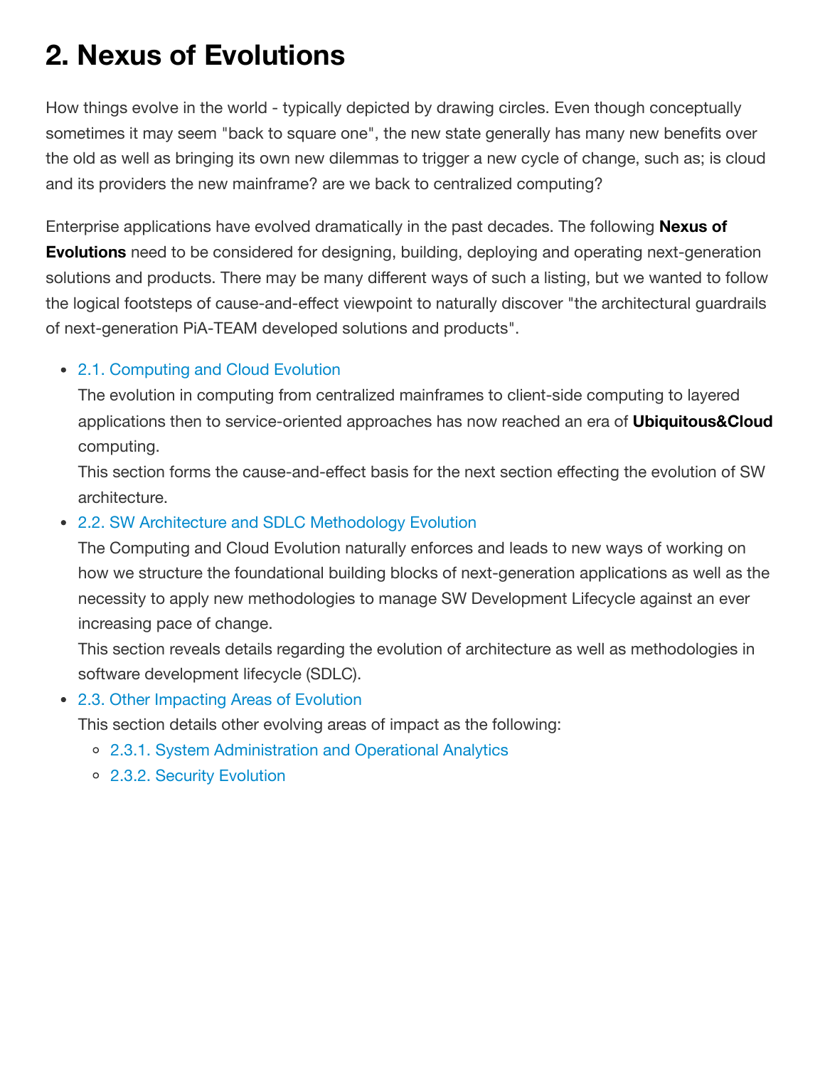# 2. Nexus of Evolutions

How things evolve in the world - typically depicted by drawing circles. Even though conceptually sometimes it may seem "back to square one", the new state generally has many new benefits over the old as well as bringing its own new dilemmas to trigger a new cycle of change, such as; is cloud and its providers the new mainframe? are we back to centralized computing?

Enterprise applications have evolved dramatically in the past decades. The following **Nexus of Evolutions** need to be considered for designing, building, deploying and operating next-generation solutions and products. There may be many different ways of such a listing, but we wanted to follow the logical footsteps of cause-and-effect viewpoint to naturally discover "the architectural guardrails of next-generation PiA-TEAM developed solutions and products".

- 2.1. Computing and Cloud Evolution
  The evolution in computing from centralized mainframes to client-side computing to layered applications then to service-oriented approaches has now reached an era of **Ubiquitous&Cloud** computing.
  This section forms the cause-and-effect basis for the next section effecting the evolution of SW architecture.
- 2.2. SW Architecture and SDLC Methodology Evolution
  The Computing and Cloud Evolution naturally enforces and leads to new ways of working on how we structure the foundational building blocks of next-generation applications as well as the necessity to apply new methodologies to manage SW Development Lifecycle against an ever increasing pace of change.
  This section reveals details regarding the evolution of architecture as well as methodologies in software development lifecycle (SDLC).
- 2.3. Other Impacting Areas of Evolution
  This section details other evolving areas of impact as the following:
  - 2.3.1. System Administration and Operational Analytics
  - 2.3.2. Security Evolution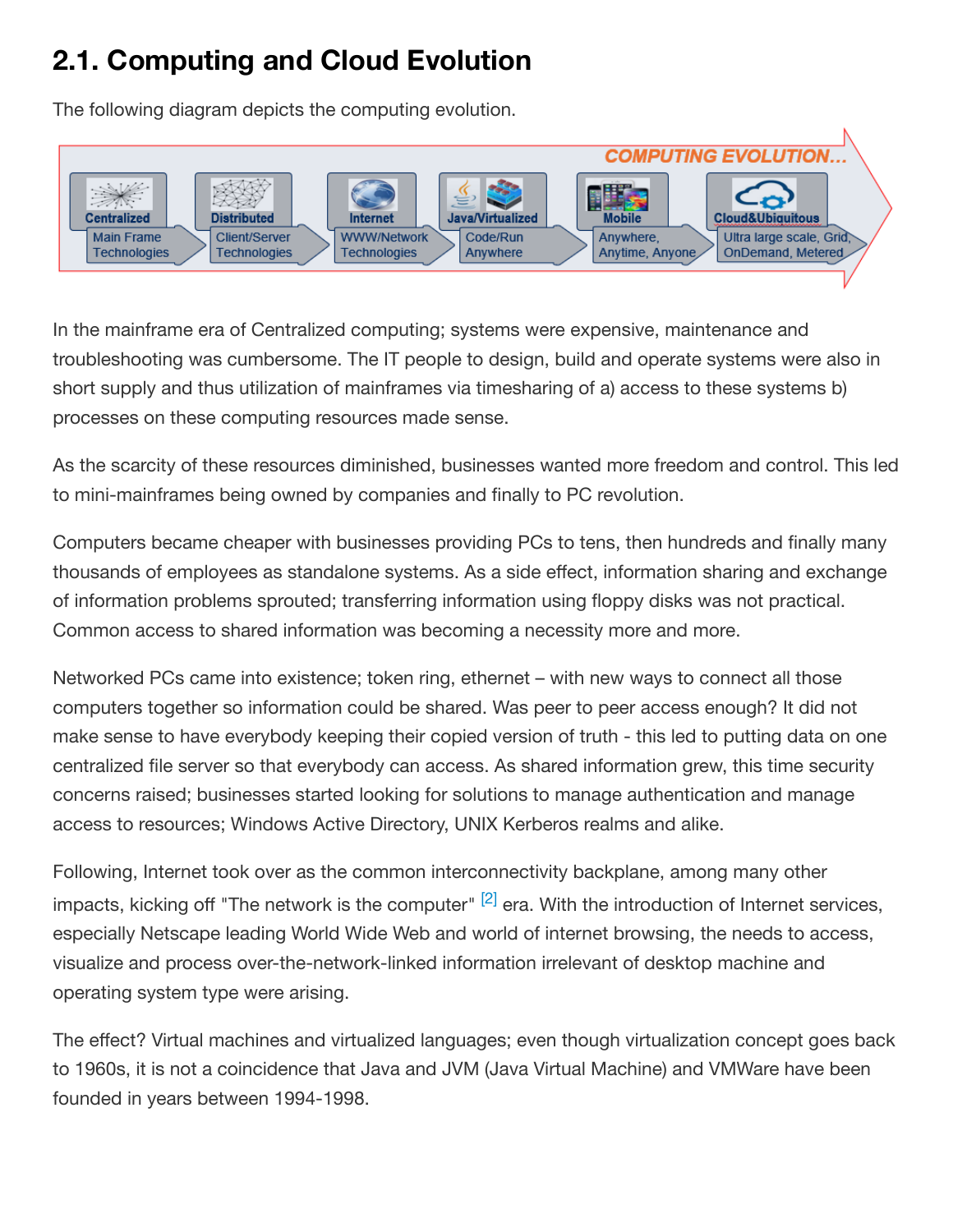## 2.1. Computing and Cloud Evolution

The following diagram depicts the computing evolution.

COMPUTING EVOLUTION…

Centralized
Main Frame Technologies

Distributed
Client/Server Technologies

Internet
WWW/Network Technologies

Java/Virtualized
Code/Run Anywhere

Mobile
Anywhere, Anytime, Anyone

Cloud&Ubiquitous
Ultra large scale, Grid, OnDemand, Metered

In the mainframe era of Centralized computing; systems were expensive, maintenance and troubleshooting was cumbersome. The IT people to design, build and operate systems were also in short supply and thus utilization of mainframes via timesharing of a) access to these systems b) processes on these computing resources made sense.

As the scarcity of these resources diminished, businesses wanted more freedom and control. This led to mini-mainframes being owned by companies and finally to PC revolution.

Computers became cheaper with businesses providing PCs to tens, then hundreds and finally many thousands of employees as standalone systems. As a side effect, information sharing and exchange of information problems sprouted; transferring information using floppy disks was not practical. Common access to shared information was becoming a necessity more and more.

Networked PCs came into existence; token ring, ethernet – with new ways to connect all those computers together so information could be shared. Was peer to peer access enough? It did not make sense to have everybody keeping their copied version of truth - this led to putting data on one centralized file server so that everybody can access. As shared information grew, this time security concerns raised; businesses started looking for solutions to manage authentication and manage access to resources; Windows Active Directory, UNIX Kerberos realms and alike.

Following, Internet took over as the common interconnectivity backplane, among many other impacts, kicking off "The network is the computer" [2] era. With the introduction of Internet services, especially Netscape leading World Wide Web and world of internet browsing, the needs to access, visualize and process over-the-network-linked information irrelevant of desktop machine and operating system type were arising.

The effect? Virtual machines and virtualized languages; even though virtualization concept goes back to 1960s, it is not a coincidence that Java and JVM (Java Virtual Machine) and VMWare have been founded in years between 1994-1998.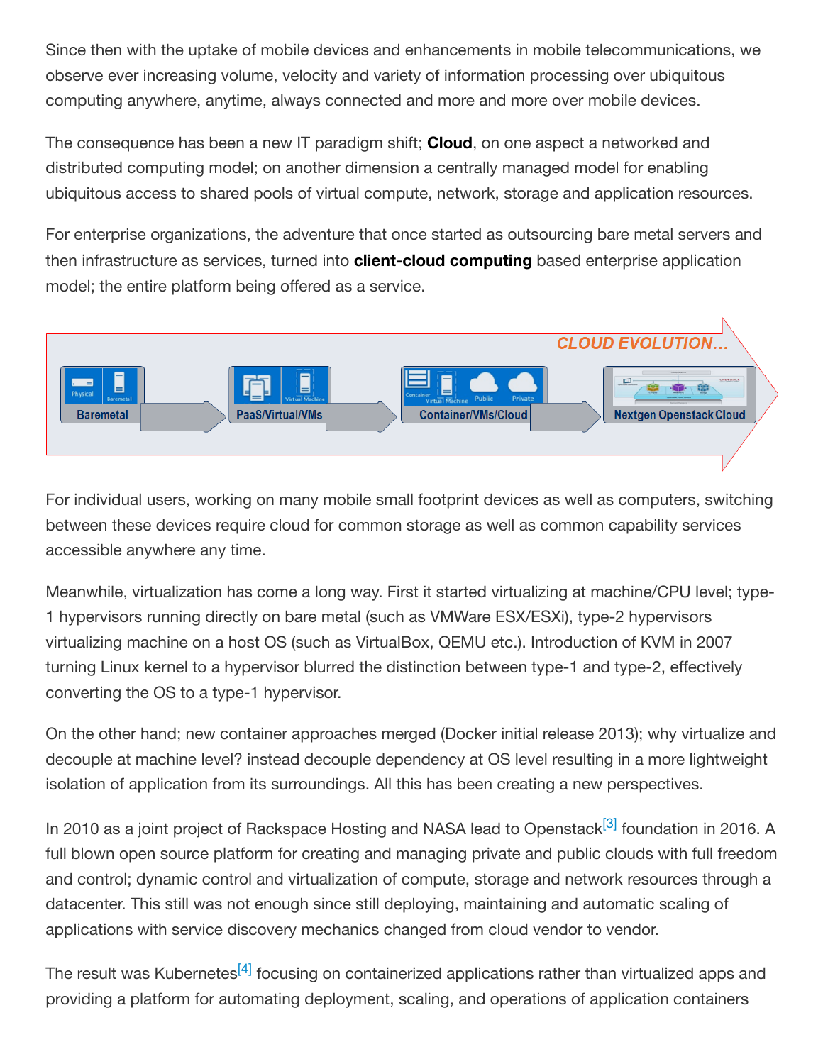Since then with the uptake of mobile devices and enhancements in mobile telecommunications, we observe ever increasing volume, velocity and variety of information processing over ubiquitous computing anywhere, anytime, always connected and more and more over mobile devices.

The consequence has been a new IT paradigm shift; **Cloud**, on one aspect a networked and distributed computing model; on another dimension a centrally managed model for enabling ubiquitous access to shared pools of virtual compute, network, storage and application resources.

For enterprise organizations, the adventure that once started as outsourcing bare metal servers and then infrastructure as services, turned into **client-cloud computing** based enterprise application model; the entire platform being offered as a service.

CLOUD EVOLUTION...

Physical Baremetal

Baremetal

Virtual Machine

PaaS/Virtual/VMs

Container Virtual Machine Public Private

Container/VMs/Cloud

Nextgen Openstack Cloud

For individual users, working on many mobile small footprint devices as well as computers, switching between these devices require cloud for common storage as well as common capability services accessible anywhere any time.

Meanwhile, virtualization has come a long way. First it started virtualizing at machine/CPU level; type-1 hypervisors running directly on bare metal (such as VMWare ESX/ESXi), type-2 hypervisors virtualizing machine on a host OS (such as VirtualBox, QEMU etc.). Introduction of KVM in 2007 turning Linux kernel to a hypervisor blurred the distinction between type-1 and type-2, effectively converting the OS to a type-1 hypervisor.

On the other hand; new container approaches merged (Docker initial release 2013); why virtualize and decouple at machine level? instead decouple dependency at OS level resulting in a more lightweight isolation of application from its surroundings. All this has been creating a new perspectives.

In 2010 as a joint project of Rackspace Hosting and NASA lead to Openstack[3] foundation in 2016. A full blown open source platform for creating and managing private and public clouds with full freedom and control; dynamic control and virtualization of compute, storage and network resources through a datacenter. This still was not enough since still deploying, maintaining and automatic scaling of applications with service discovery mechanics changed from cloud vendor to vendor.

The result was Kubernetes[4] focusing on containerized applications rather than virtualized apps and providing a platform for automating deployment, scaling, and operations of application containers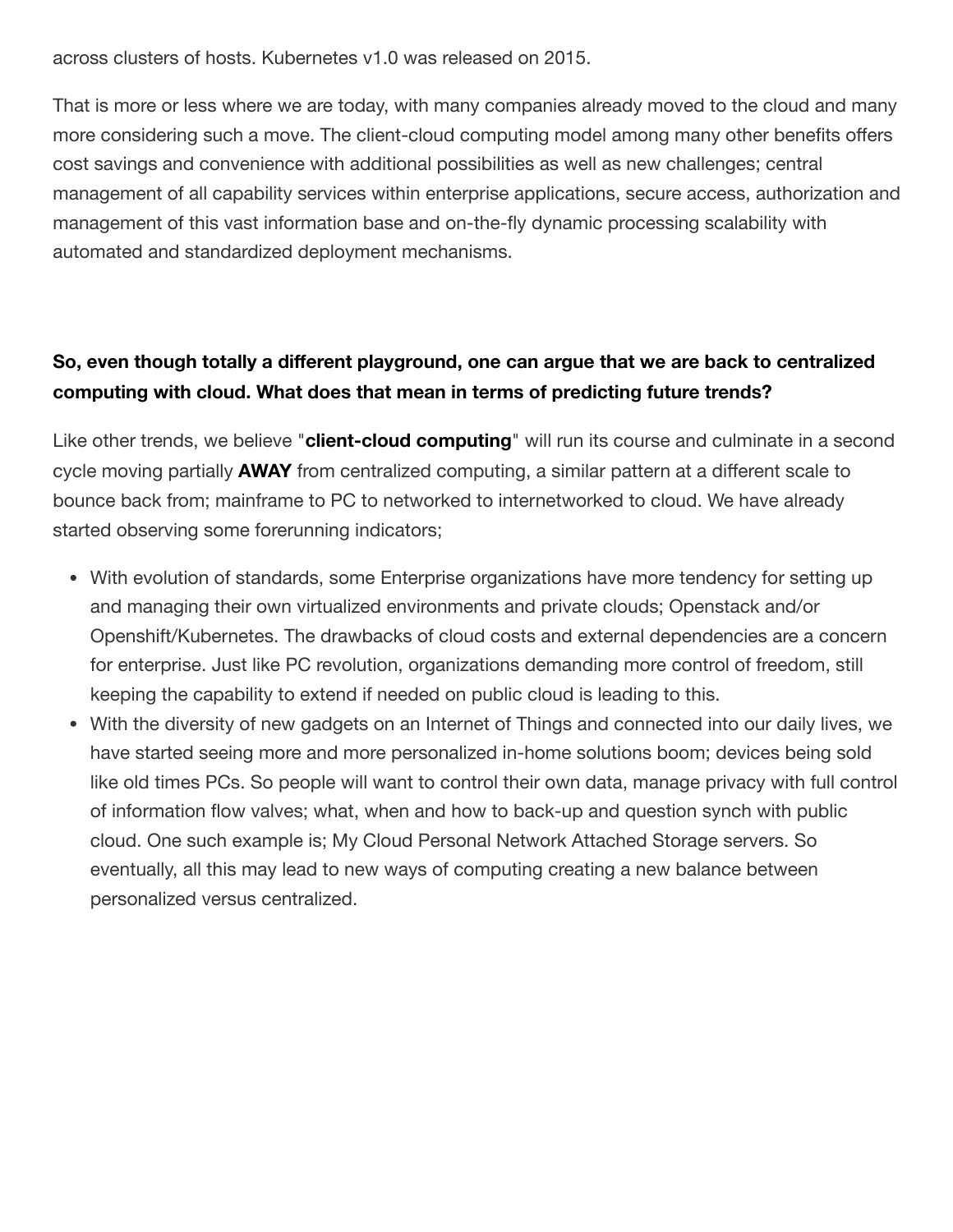across clusters of hosts. Kubernetes v1.0 was released on 2015.

That is more or less where we are today, with many companies already moved to the cloud and many more considering such a move. The client-cloud computing model among many other benefits offers cost savings and convenience with additional possibilities as well as new challenges; central management of all capability services within enterprise applications, secure access, authorization and management of this vast information base and on-the-fly dynamic processing scalability with automated and standardized deployment mechanisms.

### So, even though totally a different playground, one can argue that we are back to centralized computing with cloud. What does that mean in terms of predicting future trends?

Like other trends, we believe "**client-cloud computing**" will run its course and culminate in a second cycle moving partially **AWAY** from centralized computing, a similar pattern at a different scale to bounce back from; mainframe to PC to networked to internetworked to cloud. We have already started observing some forerunning indicators;

- With evolution of standards, some Enterprise organizations have more tendency for setting up and managing their own virtualized environments and private clouds; Openstack and/or Openshift/Kubernetes. The drawbacks of cloud costs and external dependencies are a concern for enterprise. Just like PC revolution, organizations demanding more control of freedom, still keeping the capability to extend if needed on public cloud is leading to this.
- With the diversity of new gadgets on an Internet of Things and connected into our daily lives, we have started seeing more and more personalized in-home solutions boom; devices being sold like old times PCs. So people will want to control their own data, manage privacy with full control of information flow valves; what, when and how to back-up and question synch with public cloud. One such example is; My Cloud Personal Network Attached Storage servers. So eventually, all this may lead to new ways of computing creating a new balance between personalized versus centralized.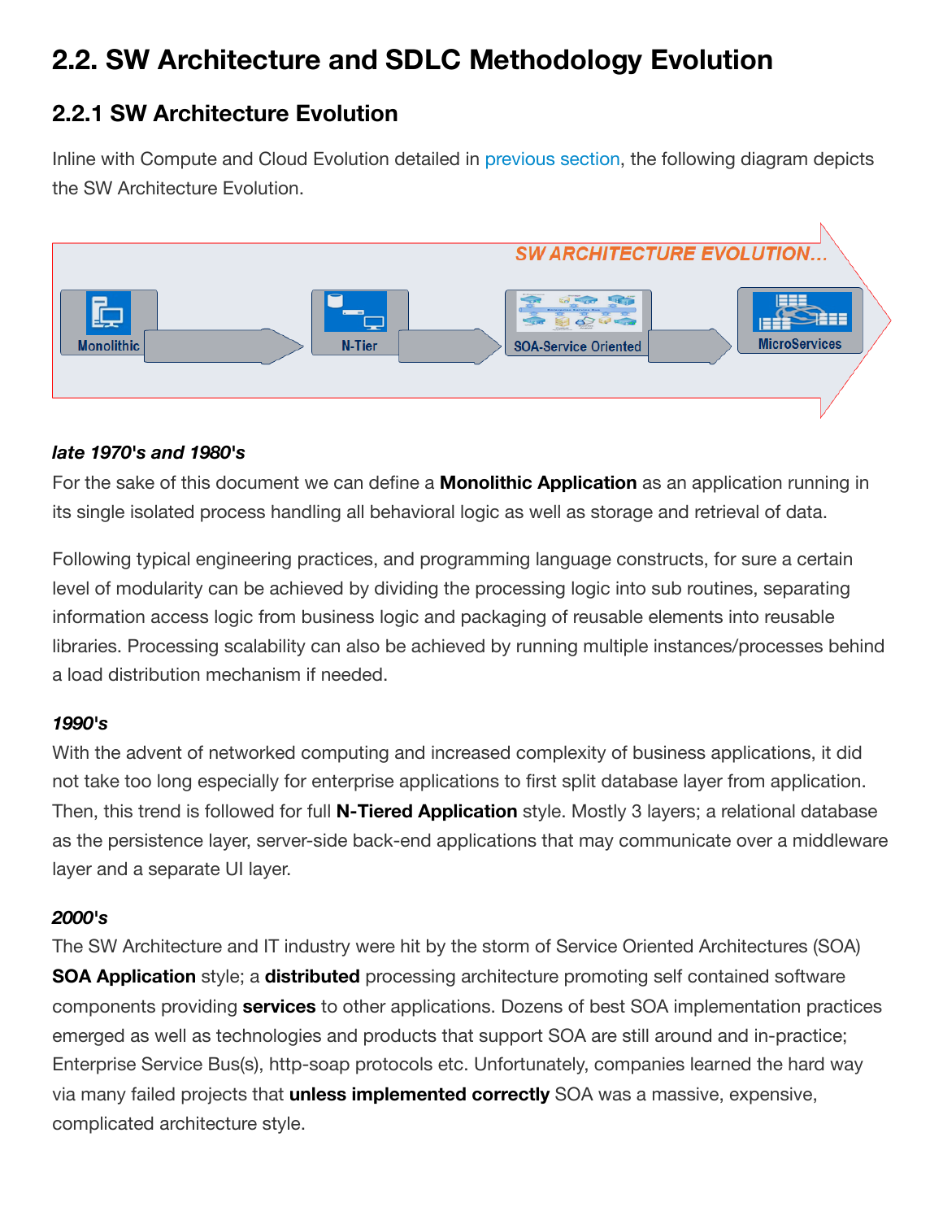# 2.2. SW Architecture and SDLC Methodology Evolution

## 2.2.1 SW Architecture Evolution

Inline with Compute and Cloud Evolution detailed in previous section, the following diagram depicts the SW Architecture Evolution.

SW ARCHITECTURE EVOLUTION…

Monolithic

N-Tier

SOA-Service Oriented

MicroServices

***late 1970's and 1980's***

For the sake of this document we can define a **Monolithic Application** as an application running in its single isolated process handling all behavioral logic as well as storage and retrieval of data.

Following typical engineering practices, and programming language constructs, for sure a certain level of modularity can be achieved by dividing the processing logic into sub routines, separating information access logic from business logic and packaging of reusable elements into reusable libraries. Processing scalability can also be achieved by running multiple instances/processes behind a load distribution mechanism if needed.

***1990's***

With the advent of networked computing and increased complexity of business applications, it did not take too long especially for enterprise applications to first split database layer from application. Then, this trend is followed for full **N-Tiered Application** style. Mostly 3 layers; a relational database as the persistence layer, server-side back-end applications that may communicate over a middleware layer and a separate UI layer.

***2000's***

The SW Architecture and IT industry were hit by the storm of Service Oriented Architectures (SOA) **SOA Application** style; a **distributed** processing architecture promoting self contained software components providing **services** to other applications. Dozens of best SOA implementation practices emerged as well as technologies and products that support SOA are still around and in-practice; Enterprise Service Bus(s), http-soap protocols etc. Unfortunately, companies learned the hard way via many failed projects that **unless implemented correctly** SOA was a massive, expensive, complicated architecture style.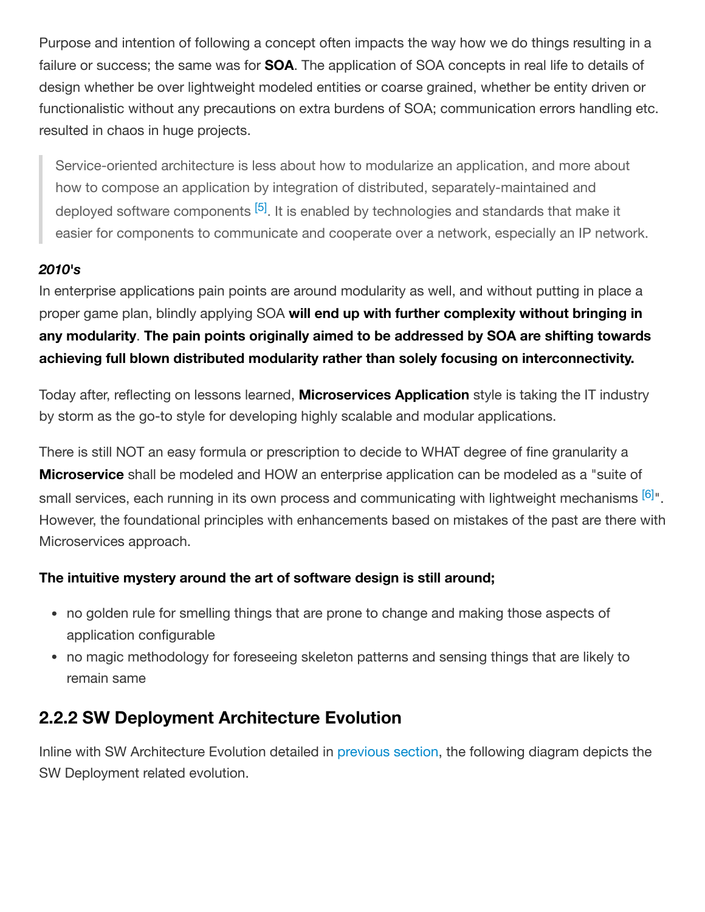Purpose and intention of following a concept often impacts the way how we do things resulting in a failure or success; the same was for **SOA**. The application of SOA concepts in real life to details of design whether be over lightweight modeled entities or coarse grained, whether be entity driven or functionalistic without any precautions on extra burdens of SOA; communication errors handling etc. resulted in chaos in huge projects.

> Service-oriented architecture is less about how to modularize an application, and more about how to compose an application by integration of distributed, separately-maintained and deployed software components [5]. It is enabled by technologies and standards that make it easier for components to communicate and cooperate over a network, especially an IP network.

***2010's***

In enterprise applications pain points are around modularity as well, and without putting in place a proper game plan, blindly applying SOA **will end up with further complexity without bringing in any modularity**. **The pain points originally aimed to be addressed by SOA are shifting towards achieving full blown distributed modularity rather than solely focusing on interconnectivity.**

Today after, reflecting on lessons learned, **Microservices Application** style is taking the IT industry by storm as the go-to style for developing highly scalable and modular applications.

There is still NOT an easy formula or prescription to decide to WHAT degree of fine granularity a **Microservice** shall be modeled and HOW an enterprise application can be modeled as a "suite of small services, each running in its own process and communicating with lightweight mechanisms [6]". However, the foundational principles with enhancements based on mistakes of the past are there with Microservices approach.

**The intuitive mystery around the art of software design is still around;**

- no golden rule for smelling things that are prone to change and making those aspects of application configurable
- no magic methodology for foreseeing skeleton patterns and sensing things that are likely to remain same

## 2.2.2 SW Deployment Architecture Evolution

Inline with SW Architecture Evolution detailed in previous section, the following diagram depicts the SW Deployment related evolution.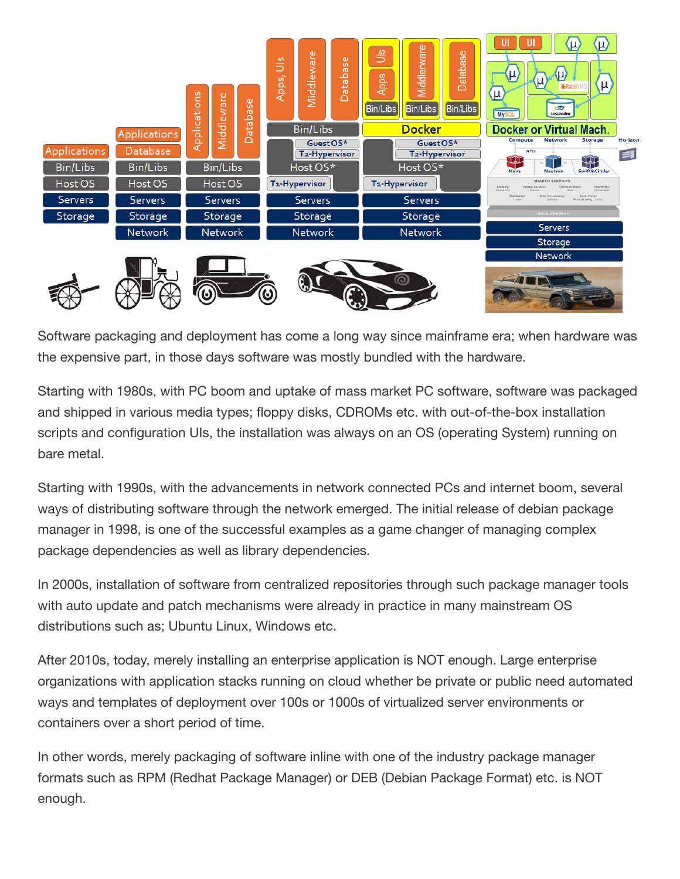Software packaging and deployment has come a long way since mainframe era; when hardware was the expensive part, in those days software was mostly bundled with the hardware.

Starting with 1980s, with PC boom and uptake of mass market PC software, software was packaged and shipped in various media types; floppy disks, CDROMs etc. with out-of-the-box installation scripts and configuration UIs, the installation was always on an OS (operating System) running on bare metal.

Starting with 1990s, with the advancements in network connected PCs and internet boom, several ways of distributing software through the network emerged. The initial release of debian package manager in 1998, is one of the successful examples as a game changer of managing complex package dependencies as well as library dependencies.

In 2000s, installation of software from centralized repositories through such package manager tools with auto update and patch mechanisms were already in practice in many mainstream OS distributions such as; Ubuntu Linux, Windows etc.

After 2010s, today, merely installing an enterprise application is NOT enough. Large enterprise organizations with application stacks running on cloud whether be private or public need automated ways and templates of deployment over 100s or 1000s of virtualized server environments or containers over a short period of time.

In other words, merely packaging of software inline with one of the industry package manager formats such as RPM (Redhat Package Manager) or DEB (Debian Package Format) etc. is NOT enough.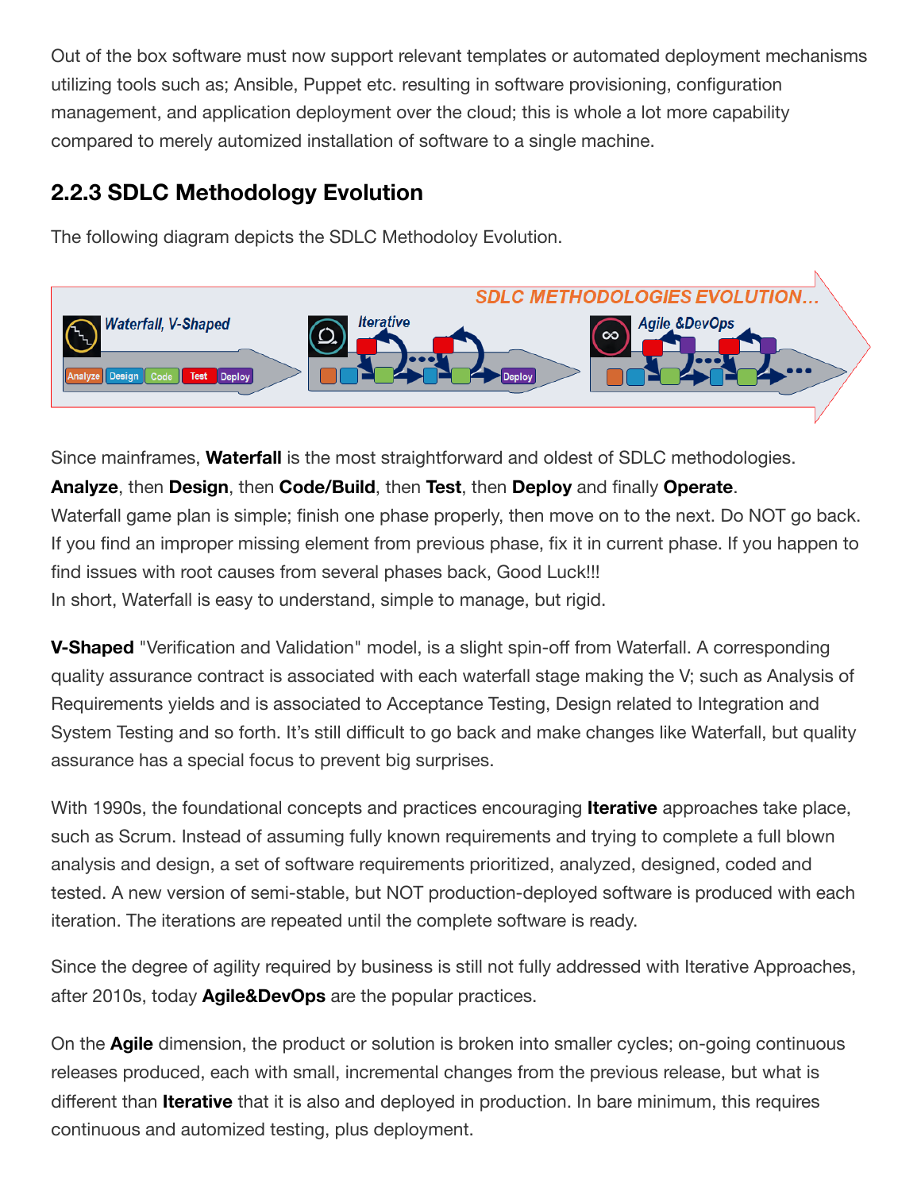Out of the box software must now support relevant templates or automated deployment mechanisms utilizing tools such as; Ansible, Puppet etc. resulting in software provisioning, configuration management, and application deployment over the cloud; this is whole a lot more capability compared to merely automized installation of software to a single machine.

## 2.2.3 SDLC Methodology Evolution

The following diagram depicts the SDLC Methodoloy Evolution.

SDLC METHODOLOGIES EVOLUTION...

Waterfall, V-Shaped

Analyze Design Code Test Deploy

Iterative

Deploy

Agile &DevOps

Since mainframes, **Waterfall** is the most straightforward and oldest of SDLC methodologies. **Analyze**, then **Design**, then **Code/Build**, then **Test**, then **Deploy** and finally **Operate**. Waterfall game plan is simple; finish one phase properly, then move on to the next. Do NOT go back. If you find an improper missing element from previous phase, fix it in current phase. If you happen to find issues with root causes from several phases back, Good Luck!!!
In short, Waterfall is easy to understand, simple to manage, but rigid.

**V-Shaped** "Verification and Validation" model, is a slight spin-off from Waterfall. A corresponding quality assurance contract is associated with each waterfall stage making the V; such as Analysis of Requirements yields and is associated to Acceptance Testing, Design related to Integration and System Testing and so forth. It's still difficult to go back and make changes like Waterfall, but quality assurance has a special focus to prevent big surprises.

With 1990s, the foundational concepts and practices encouraging **Iterative** approaches take place, such as Scrum. Instead of assuming fully known requirements and trying to complete a full blown analysis and design, a set of software requirements prioritized, analyzed, designed, coded and tested. A new version of semi-stable, but NOT production-deployed software is produced with each iteration. The iterations are repeated until the complete software is ready.

Since the degree of agility required by business is still not fully addressed with Iterative Approaches, after 2010s, today **Agile&DevOps** are the popular practices.

On the **Agile** dimension, the product or solution is broken into smaller cycles; on-going continuous releases produced, each with small, incremental changes from the previous release, but what is different than **Iterative** that it is also and deployed in production. In bare minimum, this requires continuous and automized testing, plus deployment.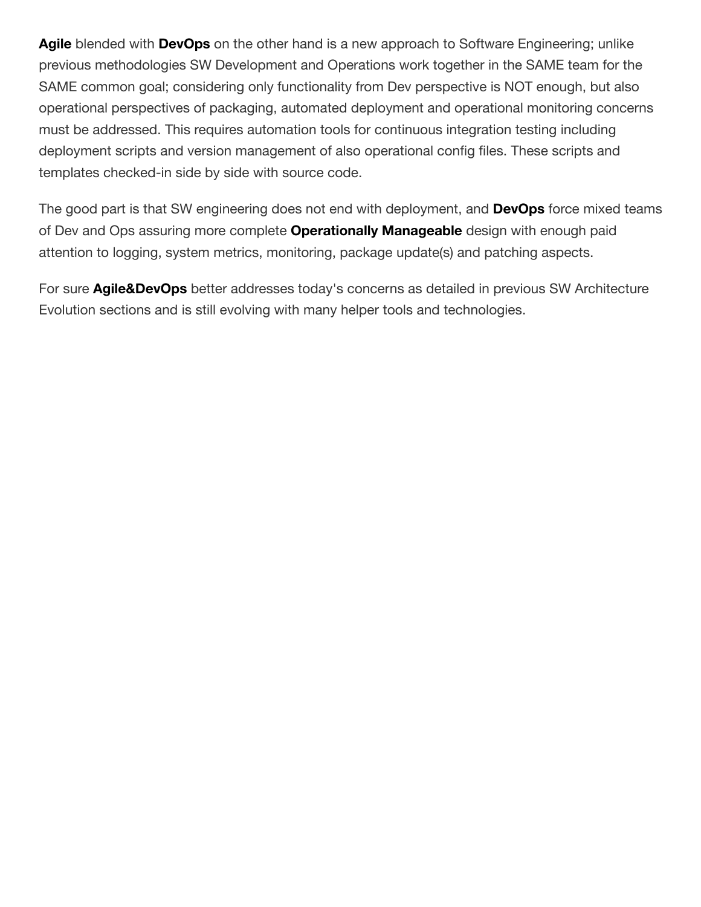**Agile** blended with **DevOps** on the other hand is a new approach to Software Engineering; unlike previous methodologies SW Development and Operations work together in the SAME team for the SAME common goal; considering only functionality from Dev perspective is NOT enough, but also operational perspectives of packaging, automated deployment and operational monitoring concerns must be addressed. This requires automation tools for continuous integration testing including deployment scripts and version management of also operational config files. These scripts and templates checked-in side by side with source code.

The good part is that SW engineering does not end with deployment, and **DevOps** force mixed teams of Dev and Ops assuring more complete **Operationally Manageable** design with enough paid attention to logging, system metrics, monitoring, package update(s) and patching aspects.

For sure **Agile&DevOps** better addresses today's concerns as detailed in previous SW Architecture Evolution sections and is still evolving with many helper tools and technologies.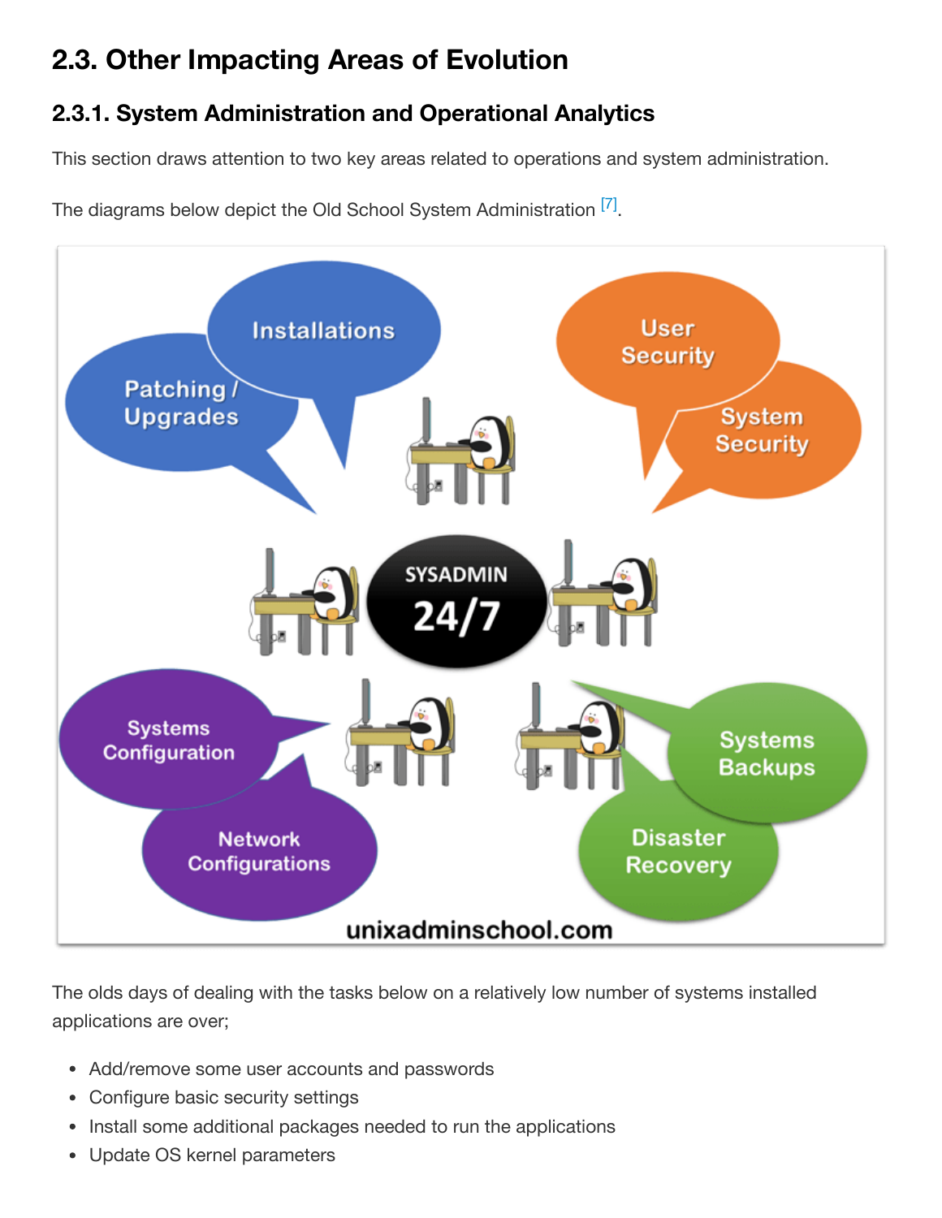## 2.3. Other Impacting Areas of Evolution

### 2.3.1. System Administration and Operational Analytics

This section draws attention to two key areas related to operations and system administration.

The diagrams below depict the Old School System Administration [7].

The olds days of dealing with the tasks below on a relatively low number of systems installed applications are over;

- Add/remove some user accounts and passwords
- Configure basic security settings
- Install some additional packages needed to run the applications
- Update OS kernel parameters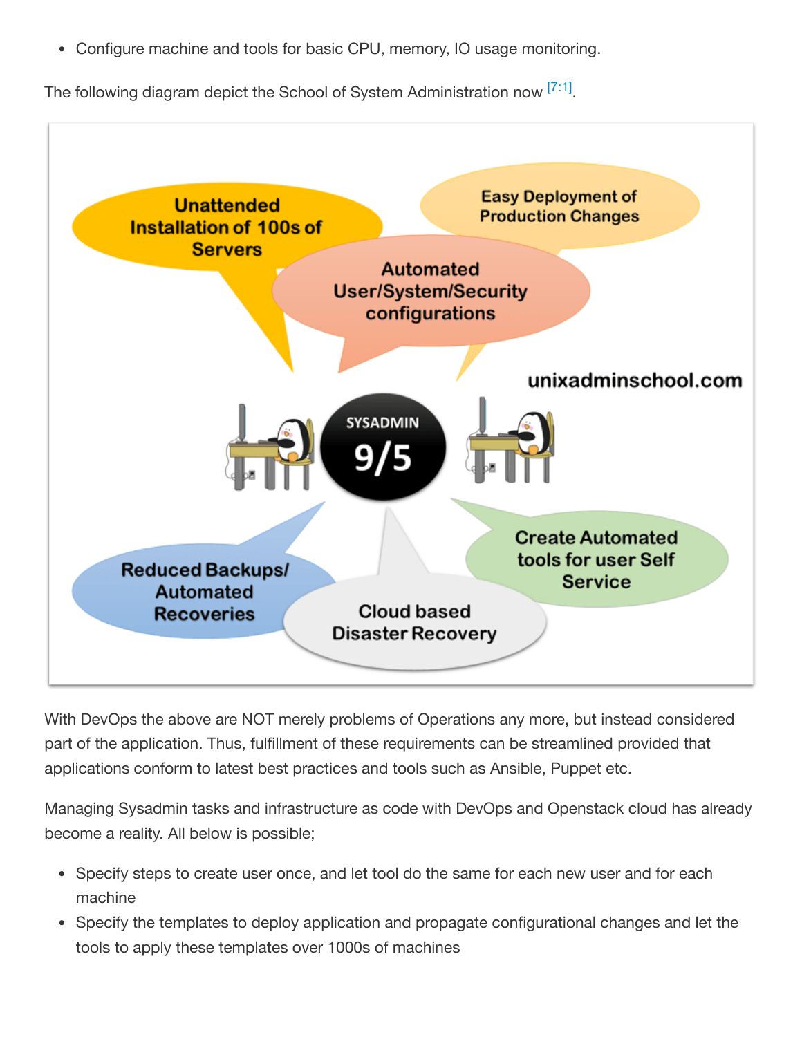- Configure machine and tools for basic CPU, memory, IO usage monitoring.

The following diagram depict the School of System Administration now [7:1].

Unattended Installation of 100s of Servers

Easy Deployment of Production Changes

Automated User/System/Security configurations

unixadminschool.com

SYSADMIN 9/5

Reduced Backups/ Automated Recoveries

Cloud based Disaster Recovery

Create Automated tools for user Self Service

With DevOps the above are NOT merely problems of Operations any more, but instead considered part of the application. Thus, fulfillment of these requirements can be streamlined provided that applications conform to latest best practices and tools such as Ansible, Puppet etc.

Managing Sysadmin tasks and infrastructure as code with DevOps and Openstack cloud has already become a reality. All below is possible;

- Specify steps to create user once, and let tool do the same for each new user and for each machine
- Specify the templates to deploy application and propagate configurational changes and let the tools to apply these templates over 1000s of machines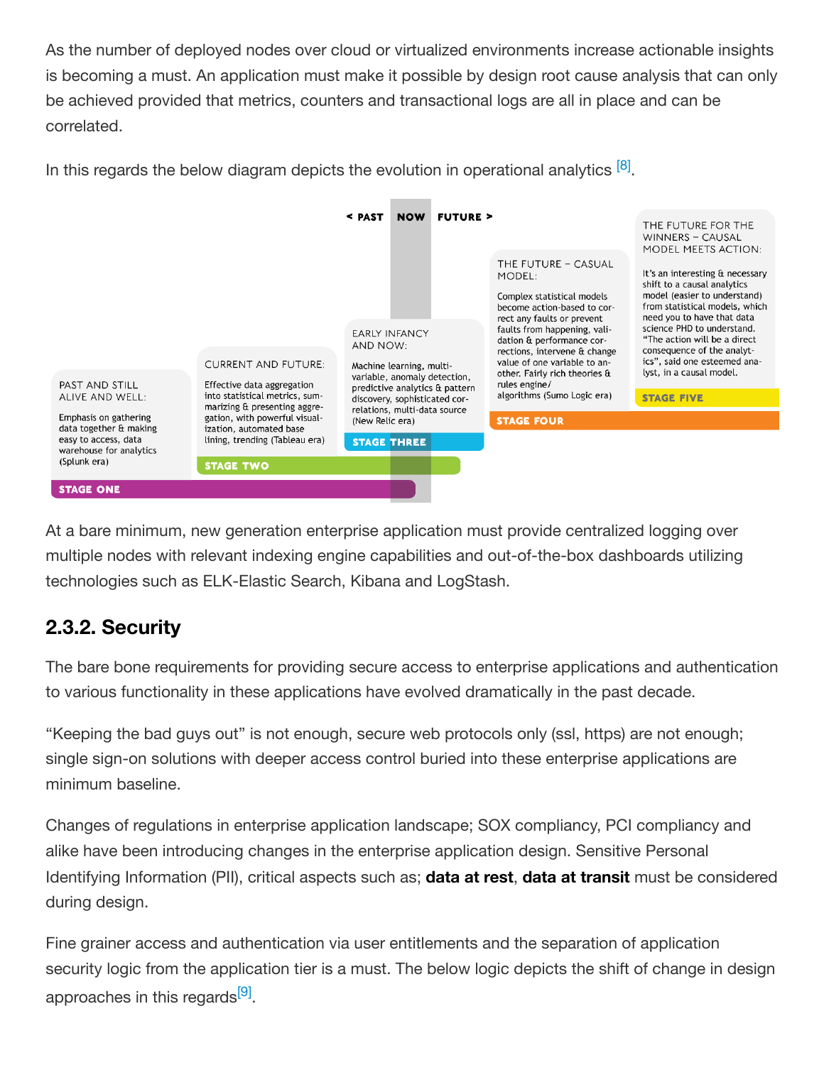As the number of deployed nodes over cloud or virtualized environments increase actionable insights is becoming a must. An application must make it possible by design root cause analysis that can only be achieved provided that metrics, counters and transactional logs are all in place and can be correlated.

In this regards the below diagram depicts the evolution in operational analytics [8].

< PAST NOW FUTURE >

**STAGE ONE**

PAST AND STILL ALIVE AND WELL:

Emphasis on gathering data together & making easy to access, data warehouse for analytics (Splunk era)

**STAGE TWO**

CURRENT AND FUTURE:

Effective data aggregation into statistical metrics, summarizing & presenting aggregation, with powerful visualization, automated base lining, trending (Tableau era)

**STAGE THREE**

EARLY INFANCY AND NOW:

Machine learning, multi-variable, anomaly detection, predictive analytics & pattern discovery, sophisticated correlations, multi-data source (New Relic era)

**STAGE FOUR**

THE FUTURE – CASUAL MODEL:

Complex statistical models become action-based to correct any faults or prevent faults from happening, validation & performance corrections, intervene & change value of one variable to another. Fairly rich theories & rules engine/ algorithms (Sumo Logic era)

**STAGE FIVE**

THE FUTURE FOR THE WINNERS – CAUSAL MODEL MEETS ACTION:

It's an interesting & necessary shift to a causal analytics model (easier to understand) from statistical models, which need you to have that data science PHD to understand. "The action will be a direct consequence of the analytics", said one esteemed analyst, in a causal model.

At a bare minimum, new generation enterprise application must provide centralized logging over multiple nodes with relevant indexing engine capabilities and out-of-the-box dashboards utilizing technologies such as ELK-Elastic Search, Kibana and LogStash.

## 2.3.2. Security

The bare bone requirements for providing secure access to enterprise applications and authentication to various functionality in these applications have evolved dramatically in the past decade.

"Keeping the bad guys out" is not enough, secure web protocols only (ssl, https) are not enough; single sign-on solutions with deeper access control buried into these enterprise applications are minimum baseline.

Changes of regulations in enterprise application landscape; SOX compliancy, PCI compliancy and alike have been introducing changes in the enterprise application design. Sensitive Personal Identifying Information (PII), critical aspects such as; **data at rest**, **data at transit** must be considered during design.

Fine grainer access and authentication via user entitlements and the separation of application security logic from the application tier is a must. The below logic depicts the shift of change in design approaches in this regards[9].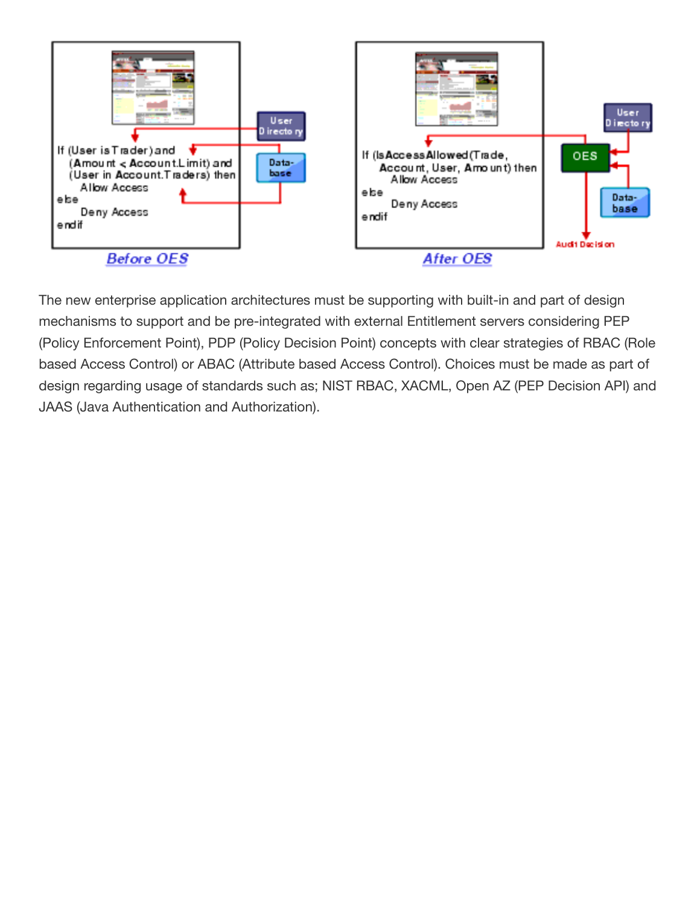Before OES

After OES

The new enterprise application architectures must be supporting with built-in and part of design mechanisms to support and be pre-integrated with external Entitlement servers considering PEP (Policy Enforcement Point), PDP (Policy Decision Point) concepts with clear strategies of RBAC (Role based Access Control) or ABAC (Attribute based Access Control). Choices must be made as part of design regarding usage of standards such as; NIST RBAC, XACML, Open AZ (PEP Decision API) and JAAS (Java Authentication and Authorization).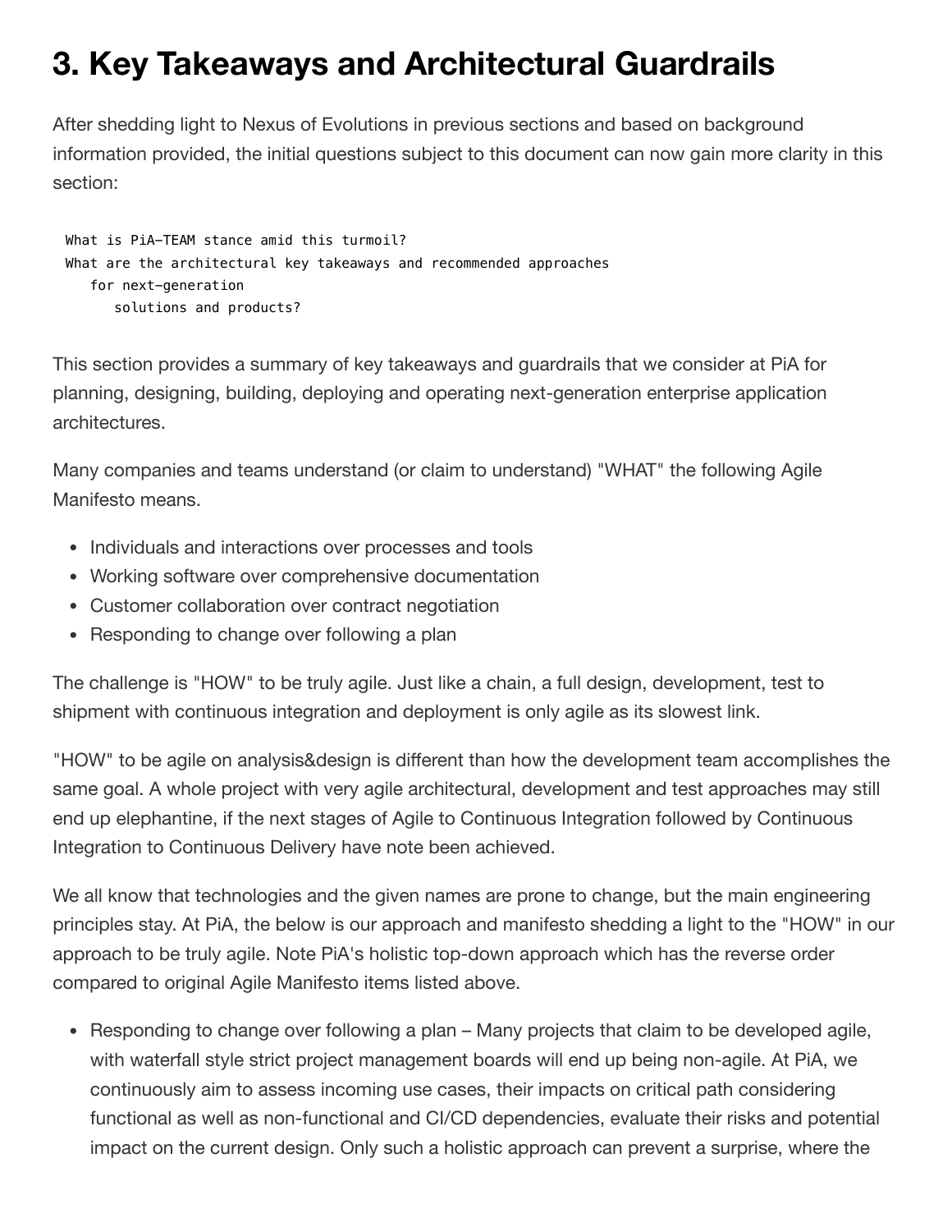# 3. Key Takeaways and Architectural Guardrails

After shedding light to Nexus of Evolutions in previous sections and based on background information provided, the initial questions subject to this document can now gain more clarity in this section:

```
What is PiA-TEAM stance amid this turmoil?
What are the architectural key takeaways and recommended approaches
    for next-generation
        solutions and products?
```

This section provides a summary of key takeaways and guardrails that we consider at PiA for planning, designing, building, deploying and operating next-generation enterprise application architectures.

Many companies and teams understand (or claim to understand) "WHAT" the following Agile Manifesto means.

- Individuals and interactions over processes and tools
- Working software over comprehensive documentation
- Customer collaboration over contract negotiation
- Responding to change over following a plan

The challenge is "HOW" to be truly agile. Just like a chain, a full design, development, test to shipment with continuous integration and deployment is only agile as its slowest link.

"HOW" to be agile on analysis&design is different than how the development team accomplishes the same goal. A whole project with very agile architectural, development and test approaches may still end up elephantine, if the next stages of Agile to Continuous Integration followed by Continuous Integration to Continuous Delivery have note been achieved.

We all know that technologies and the given names are prone to change, but the main engineering principles stay. At PiA, the below is our approach and manifesto shedding a light to the "HOW" in our approach to be truly agile. Note PiA's holistic top-down approach which has the reverse order compared to original Agile Manifesto items listed above.

- Responding to change over following a plan – Many projects that claim to be developed agile, with waterfall style strict project management boards will end up being non-agile. At PiA, we continuously aim to assess incoming use cases, their impacts on critical path considering functional as well as non-functional and CI/CD dependencies, evaluate their risks and potential impact on the current design. Only such a holistic approach can prevent a surprise, where the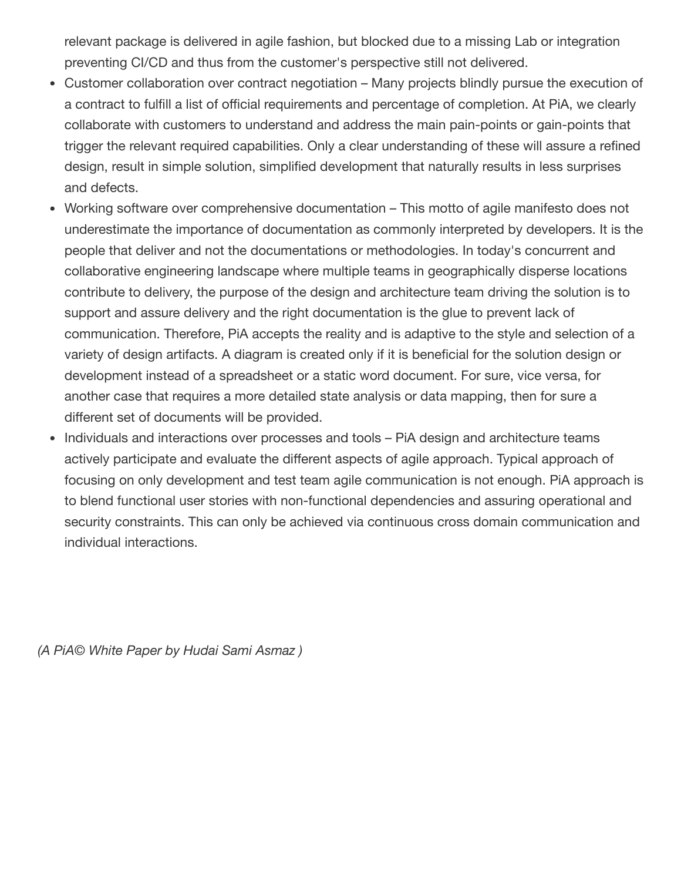relevant package is delivered in agile fashion, but blocked due to a missing Lab or integration preventing CI/CD and thus from the customer's perspective still not delivered.

- Customer collaboration over contract negotiation – Many projects blindly pursue the execution of a contract to fulfill a list of official requirements and percentage of completion. At PiA, we clearly collaborate with customers to understand and address the main pain-points or gain-points that trigger the relevant required capabilities. Only a clear understanding of these will assure a refined design, result in simple solution, simplified development that naturally results in less surprises and defects.
- Working software over comprehensive documentation – This motto of agile manifesto does not underestimate the importance of documentation as commonly interpreted by developers. It is the people that deliver and not the documentations or methodologies. In today's concurrent and collaborative engineering landscape where multiple teams in geographically disperse locations contribute to delivery, the purpose of the design and architecture team driving the solution is to support and assure delivery and the right documentation is the glue to prevent lack of communication. Therefore, PiA accepts the reality and is adaptive to the style and selection of a variety of design artifacts. A diagram is created only if it is beneficial for the solution design or development instead of a spreadsheet or a static word document. For sure, vice versa, for another case that requires a more detailed state analysis or data mapping, then for sure a different set of documents will be provided.
- Individuals and interactions over processes and tools – PiA design and architecture teams actively participate and evaluate the different aspects of agile approach. Typical approach of focusing on only development and test team agile communication is not enough. PiA approach is to blend functional user stories with non-functional dependencies and assuring operational and security constraints. This can only be achieved via continuous cross domain communication and individual interactions.

*(A PiA© White Paper by Hudai Sami Asmaz )*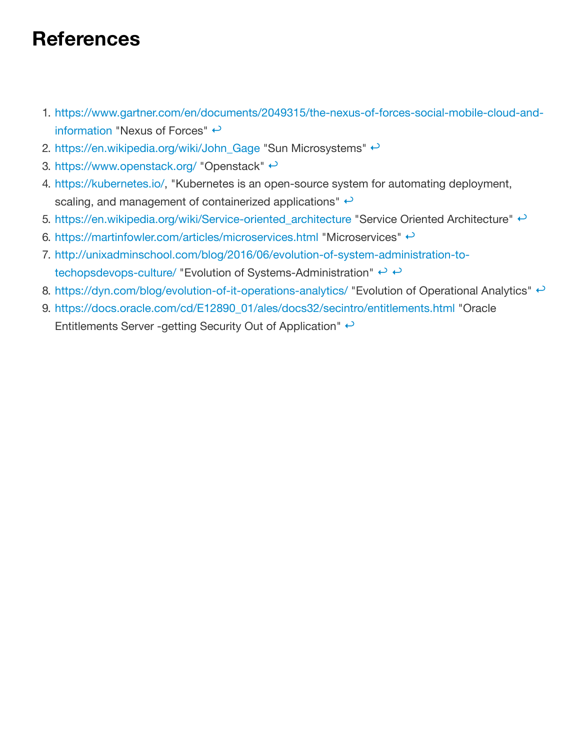# References

1. https://www.gartner.com/en/documents/2049315/the-nexus-of-forces-social-mobile-cloud-and-information "Nexus of Forces" ↩
2. https://en.wikipedia.org/wiki/John_Gage "Sun Microsystems" ↩
3. https://www.openstack.org/ "Openstack" ↩
4. https://kubernetes.io/, "Kubernetes is an open-source system for automating deployment, scaling, and management of containerized applications" ↩
5. https://en.wikipedia.org/wiki/Service-oriented_architecture "Service Oriented Architecture" ↩
6. https://martinfowler.com/articles/microservices.html "Microservices" ↩
7. http://unixadminschool.com/blog/2016/06/evolution-of-system-administration-to-techopsdevops-culture/ "Evolution of Systems-Administration" ↩ ↩
8. https://dyn.com/blog/evolution-of-it-operations-analytics/ "Evolution of Operational Analytics" ↩
9. https://docs.oracle.com/cd/E12890_01/ales/docs32/secintro/entitlements.html "Oracle Entitlements Server -getting Security Out of Application" ↩